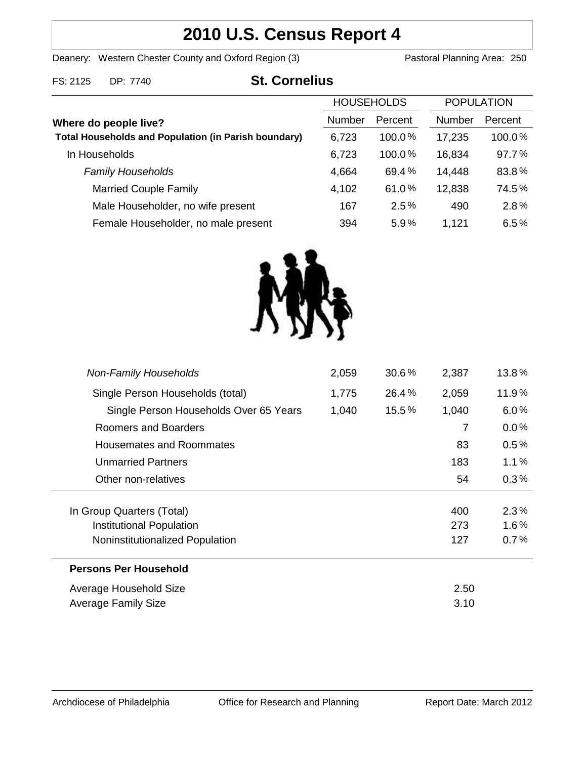# 2010 U.S. Census Report 4

Deanery: Western Chester County and Oxford Region (3) Pastoral Planning Area: 250

FS: 2125 DP: 7740

## St. Cornelius

| Where do people live? | HOUSEHOLDS Number | HOUSEHOLDS Percent | POPULATION Number | POPULATION Percent |
|---|---|---|---|---|
| **Total Households and Population (in Parish boundary)** | 6,723 | 100.0% | 17,235 | 100.0% |
| In Households | 6,723 | 100.0% | 16,834 | 97.7% |
| *Family Households* | 4,664 | 69.4% | 14,448 | 83.8% |
| Married Couple Family | 4,102 | 61.0% | 12,838 | 74.5% |
| Male Householder, no wife present | 167 | 2.5% | 490 | 2.8% |
| Female Householder, no male present | 394 | 5.9% | 1,121 | 6.5% |
| *Non-Family Households* | 2,059 | 30.6% | 2,387 | 13.8% |
| Single Person Households (total) | 1,775 | 26.4% | 2,059 | 11.9% |
| Single Person Households Over 65 Years | 1,040 | 15.5% | 1,040 | 6.0% |
| Roomers and Boarders | | | 7 | 0.0% |
| Housemates and Roommates | | | 83 | 0.5% |
| Unmarried Partners | | | 183 | 1.1% |
| Other non-relatives | | | 54 | 0.3% |
| In Group Quarters (Total) | | | 400 | 2.3% |
| Institutional Population | | | 273 | 1.6% |
| Noninstitutionalized Population | | | 127 | 0.7% |

**Persons Per Household**

| | |
|---|---|
| Average Household Size | 2.50 |
| Average Family Size | 3.10 |

Archdiocese of Philadelphia Office for Research and Planning Report Date: March 2012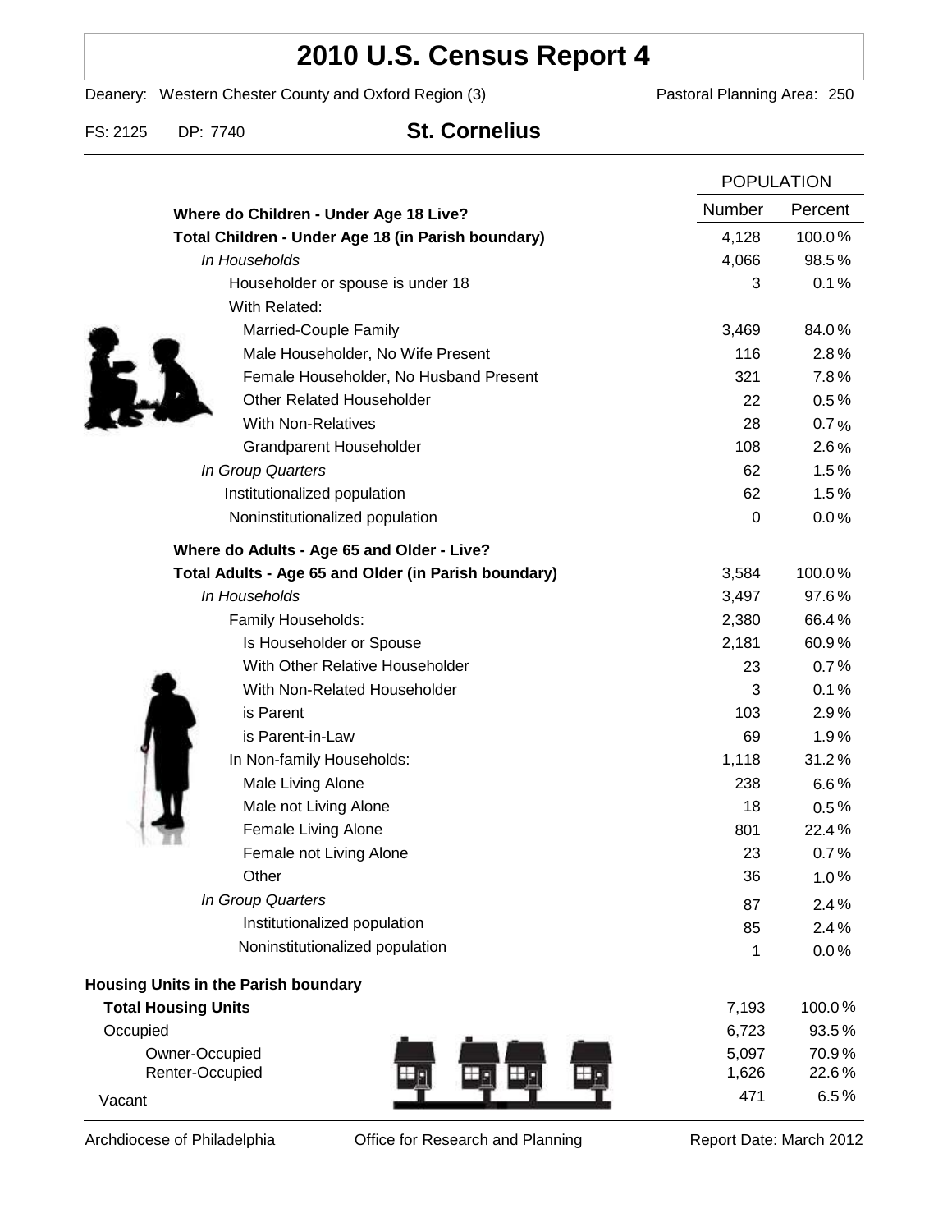# 2010 U.S. Census Report 4

Deanery: Western Chester County and Oxford Region (3) | Pastoral Planning Area: 250

FS: 2125 DP: 7740 **St. Cornelius**

| | POPULATION | |
|---|---|---|
| **Where do Children - Under Age 18 Live?** | Number | Percent |
| **Total Children - Under Age 18 (in Parish boundary)** | 4,128 | 100.0% |
| *In Households* | 4,066 | 98.5% |
| Householder or spouse is under 18 | 3 | 0.1% |
| With Related: | | |
| Married-Couple Family | 3,469 | 84.0% |
| Male Householder, No Wife Present | 116 | 2.8% |
| Female Householder, No Husband Present | 321 | 7.8% |
| Other Related Householder | 22 | 0.5% |
| With Non-Relatives | 28 | 0.7% |
| Grandparent Householder | 108 | 2.6% |
| *In Group Quarters* | 62 | 1.5% |
| Institutionalized population | 62 | 1.5% |
| Noninstitutionalized population | 0 | 0.0% |
| **Where do Adults - Age 65 and Older - Live?** | | |
| **Total Adults - Age 65 and Older (in Parish boundary)** | 3,584 | 100.0% |
| *In Households* | 3,497 | 97.6% |
| Family Households: | 2,380 | 66.4% |
| Is Householder or Spouse | 2,181 | 60.9% |
| With Other Relative Householder | 23 | 0.7% |
| With Non-Related Householder | 3 | 0.1% |
| is Parent | 103 | 2.9% |
| is Parent-in-Law | 69 | 1.9% |
| In Non-family Households: | 1,118 | 31.2% |
| Male Living Alone | 238 | 6.6% |
| Male not Living Alone | 18 | 0.5% |
| Female Living Alone | 801 | 22.4% |
| Female not Living Alone | 23 | 0.7% |
| Other | 36 | 1.0% |
| *In Group Quarters* | 87 | 2.4% |
| Institutionalized population | 85 | 2.4% |
| Noninstitutionalized population | 1 | 0.0% |
| **Housing Units in the Parish boundary** | | |
| **Total Housing Units** | 7,193 | 100.0% |
| Occupied | 6,723 | 93.5% |
| Owner-Occupied | 5,097 | 70.9% |
| Renter-Occupied | 1,626 | 22.6% |
| Vacant | 471 | 6.5% |

Archdiocese of Philadelphia | Office for Research and Planning | Report Date: March 2012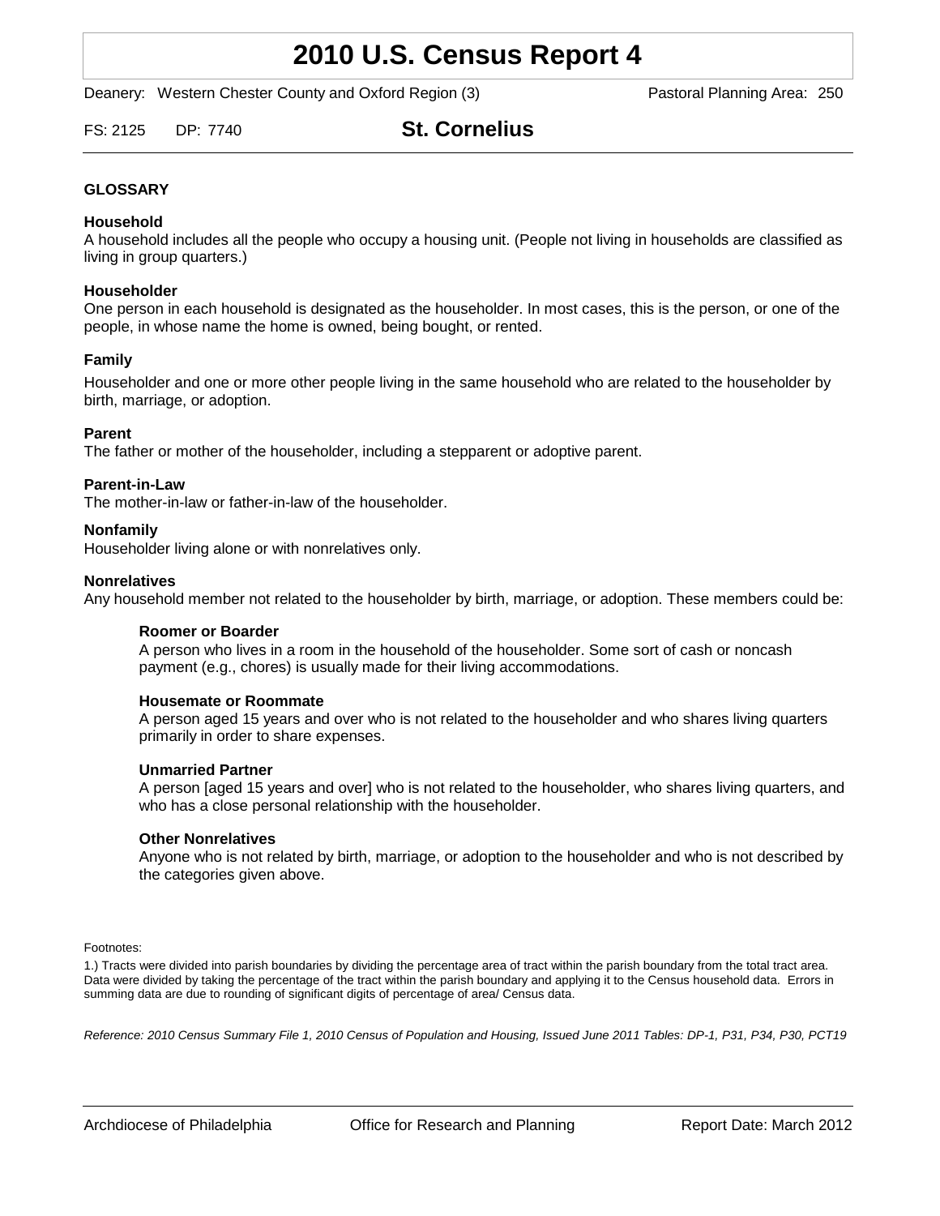# 2010 U.S. Census Report 4

Deanery: Western Chester County and Oxford Region (3) Pastoral Planning Area: 250

FS: 2125 DP: 7740 **St. Cornelius**

## GLOSSARY

**Household**
A household includes all the people who occupy a housing unit. (People not living in households are classified as living in group quarters.)

**Householder**
One person in each household is designated as the householder. In most cases, this is the person, or one of the people, in whose name the home is owned, being bought, or rented.

**Family**
Householder and one or more other people living in the same household who are related to the householder by birth, marriage, or adoption.

**Parent**
The father or mother of the householder, including a stepparent or adoptive parent.

**Parent-in-Law**
The mother-in-law or father-in-law of the householder.

**Nonfamily**
Householder living alone or with nonrelatives only.

**Nonrelatives**
Any household member not related to the householder by birth, marriage, or adoption. These members could be:

> **Roomer or Boarder**
> A person who lives in a room in the household of the householder. Some sort of cash or noncash payment (e.g., chores) is usually made for their living accommodations.
>
> **Housemate or Roommate**
> A person aged 15 years and over who is not related to the householder and who shares living quarters primarily in order to share expenses.
>
> **Unmarried Partner**
> A person [aged 15 years and over] who is not related to the householder, who shares living quarters, and who has a close personal relationship with the householder.
>
> **Other Nonrelatives**
> Anyone who is not related by birth, marriage, or adoption to the householder and who is not described by the categories given above.

Footnotes:

1.) Tracts were divided into parish boundaries by dividing the percentage area of tract within the parish boundary from the total tract area. Data were divided by taking the percentage of the tract within the parish boundary and applying it to the Census household data. Errors in summing data are due to rounding of significant digits of percentage of area/ Census data.

*Reference: 2010 Census Summary File 1, 2010 Census of Population and Housing, Issued June 2011 Tables: DP-1, P31, P34, P30, PCT19*

Archdiocese of Philadelphia Office for Research and Planning Report Date: March 2012